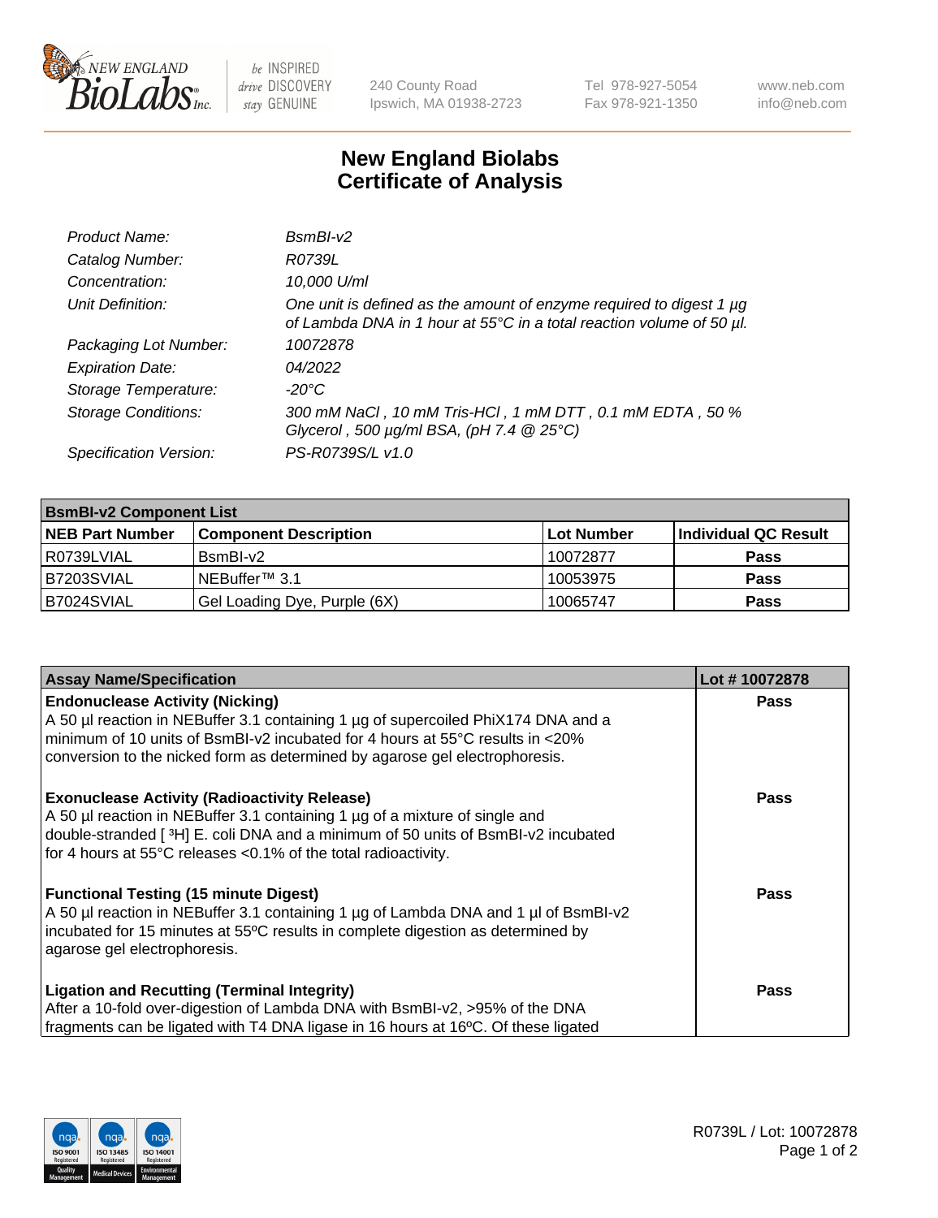# New England Biolabs Certificate of Analysis

| | |
|---|---|
| *Product Name:* | *BsmBI-v2* |
| *Catalog Number:* | *R0739L* |
| *Concentration:* | *10,000 U/ml* |
| *Unit Definition:* | *One unit is defined as the amount of enzyme required to digest 1 µg of Lambda DNA in 1 hour at 55°C in a total reaction volume of 50 µl.* |
| *Packaging Lot Number:* | *10072878* |
| *Expiration Date:* | *04/2022* |
| *Storage Temperature:* | *-20°C* |
| *Storage Conditions:* | *300 mM NaCl , 10 mM Tris-HCl , 1 mM DTT , 0.1 mM EDTA , 50 % Glycerol , 500 µg/ml BSA, (pH 7.4 @ 25°C)* |
| *Specification Version:* | *PS-R0739S/L v1.0* |

| **BsmBI-v2 Component List** | | | |
|---|---|---|---|
| **NEB Part Number** | **Component Description** | **Lot Number** | **Individual QC Result** |
| R0739LVIAL | BsmBI-v2 | 10072877 | **Pass** |
| B7203SVIAL | NEBuffer™ 3.1 | 10053975 | **Pass** |
| B7024SVIAL | Gel Loading Dye, Purple (6X) | 10065747 | **Pass** |

| **Assay Name/Specification** | **Lot # 10072878** |
|---|---|
| **Endonuclease Activity (Nicking)**<br>A 50 µl reaction in NEBuffer 3.1 containing 1 µg of supercoiled PhiX174 DNA and a minimum of 10 units of BsmBI-v2 incubated for 4 hours at 55°C results in <20% conversion to the nicked form as determined by agarose gel electrophoresis. | **Pass** |
| **Exonuclease Activity (Radioactivity Release)**<br>A 50 µl reaction in NEBuffer 3.1 containing 1 µg of a mixture of single and double-stranded [ $^3$H] E. coli DNA and a minimum of 50 units of BsmBI-v2 incubated for 4 hours at 55°C releases <0.1% of the total radioactivity. | **Pass** |
| **Functional Testing (15 minute Digest)**<br>A 50 µl reaction in NEBuffer 3.1 containing 1 µg of Lambda DNA and 1 µl of BsmBI-v2 incubated for 15 minutes at 55ºC results in complete digestion as determined by agarose gel electrophoresis. | **Pass** |
| **Ligation and Recutting (Terminal Integrity)**<br>After a 10-fold over-digestion of Lambda DNA with BsmBI-v2, >95% of the DNA fragments can be ligated with T4 DNA ligase in 16 hours at 16ºC. Of these ligated | **Pass** |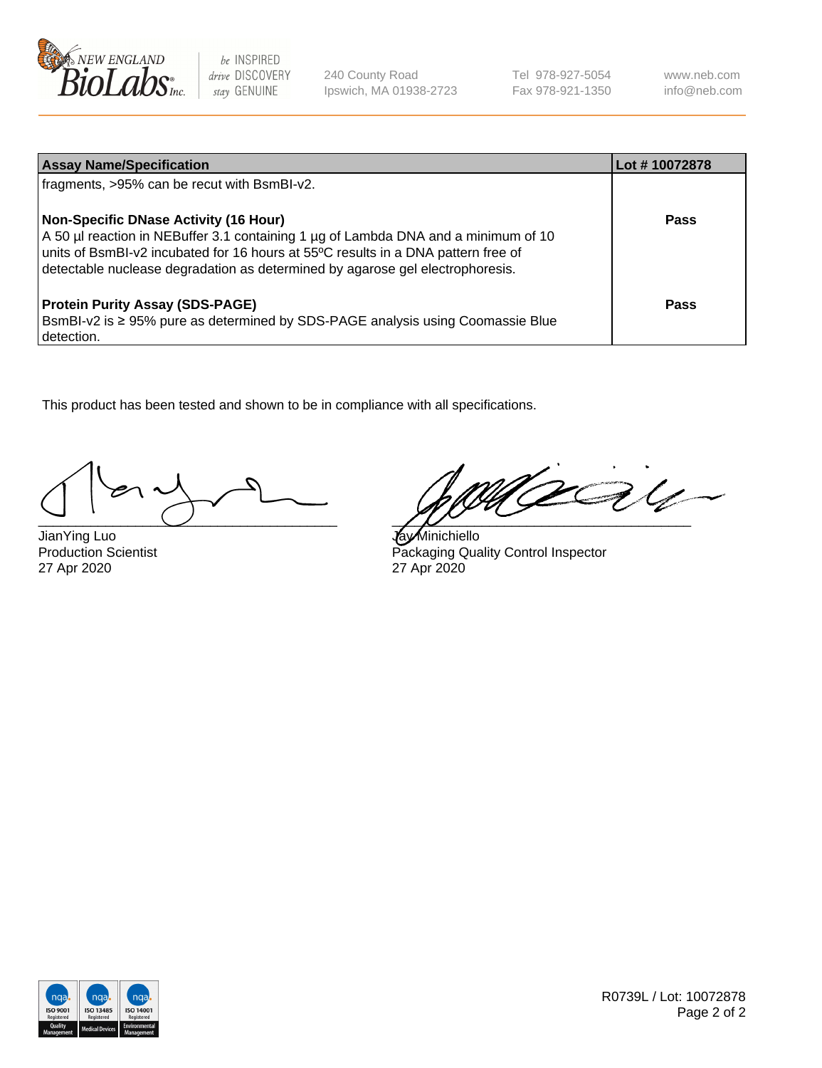| Assay Name/Specification | Lot # 10072878 |
|---|---|
| fragments, >95% can be recut with BsmBI-v2. | |
| **Non-Specific DNase Activity (16 Hour)**<br>A 50 µl reaction in NEBuffer 3.1 containing 1 µg of Lambda DNA and a minimum of 10 units of BsmBI-v2 incubated for 16 hours at 55ºC results in a DNA pattern free of detectable nuclease degradation as determined by agarose gel electrophoresis. | **Pass** |
| **Protein Purity Assay (SDS-PAGE)**<br>BsmBI-v2 is ≥ 95% pure as determined by SDS-PAGE analysis using Coomassie Blue detection. | **Pass** |

This product has been tested and shown to be in compliance with all specifications.

JianYing Luo
Production Scientist
27 Apr 2020

Jay Minichiello
Packaging Quality Control Inspector
27 Apr 2020

R0739L / Lot: 10072878